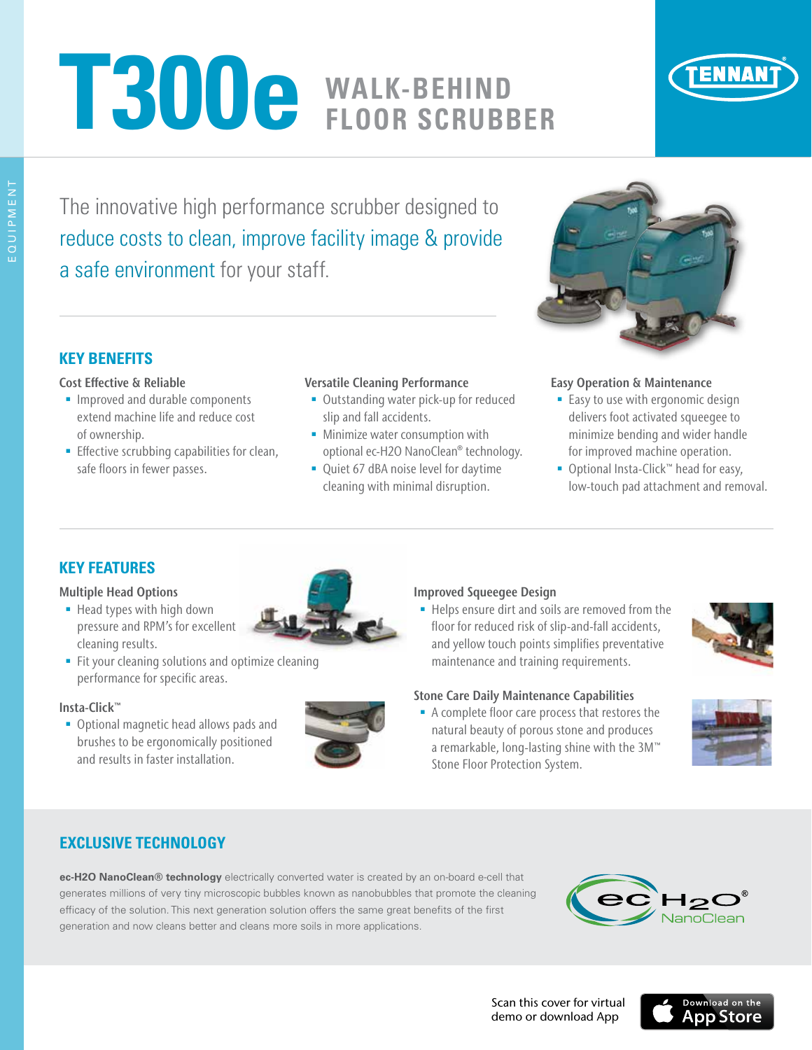# T300e WALK-BEHIND FLOOR SCRUBBER

TENNANT

EQUIPMENT

The innovative high performance scrubber designed to reduce costs to clean, improve facility image & provide a safe environment for your staff.

## KEY BENEFITS

### Cost Effective & Reliable

- Improved and durable components extend machine life and reduce cost of ownership.
- Effective scrubbing capabilities for clean, safe floors in fewer passes.

### Versatile Cleaning Performance

- Outstanding water pick-up for reduced slip and fall accidents.
- Minimize water consumption with optional ec-H2O NanoClean® technology.
- Quiet 67 dBA noise level for daytime cleaning with minimal disruption.

### Easy Operation & Maintenance

- Easy to use with ergonomic design delivers foot activated squeegee to minimize bending and wider handle for improved machine operation.
- Optional Insta-Click™ head for easy, low-touch pad attachment and removal.

## KEY FEATURES

### Multiple Head Options

- Head types with high down pressure and RPM's for excellent cleaning results.
- Fit your cleaning solutions and optimize cleaning performance for specific areas.

### Insta-Click™

- Optional magnetic head allows pads and brushes to be ergonomically positioned and results in faster installation.

### Improved Squeegee Design

- Helps ensure dirt and soils are removed from the floor for reduced risk of slip-and-fall accidents, and yellow touch points simplifies preventative maintenance and training requirements.

### Stone Care Daily Maintenance Capabilities

- A complete floor care process that restores the natural beauty of porous stone and produces a remarkable, long-lasting shine with the 3M™ Stone Floor Protection System.

## EXCLUSIVE TECHNOLOGY

**ec-H2O NanoClean® technology** electrically converted water is created by an on-board e-cell that generates millions of very tiny microscopic bubbles known as nanobubbles that promote the cleaning efficacy of the solution. This next generation solution offers the same great benefits of the first generation and now cleans better and cleans more soils in more applications.

ec $H_2O$® NanoClean

Scan this cover for virtual demo or download App

Download on the App Store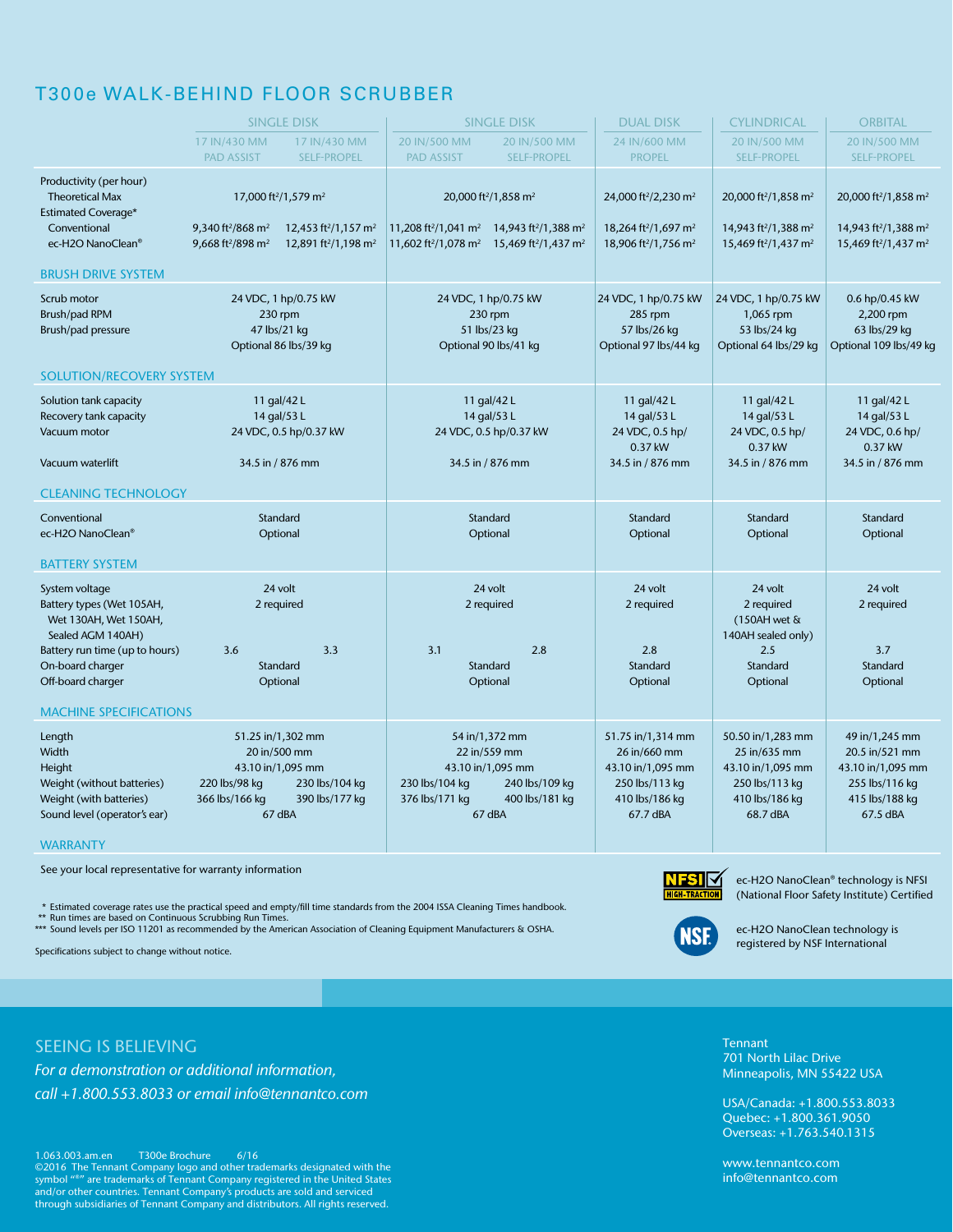# T300e WALK-BEHIND FLOOR SCRUBBER

| | SINGLE DISK | | SINGLE DISK | | DUAL DISK | CYLINDRICAL | ORBITAL |
|---|---|---|---|---|---|---|---|
| | 17 IN/430 MM PAD ASSIST | 17 IN/430 MM SELF-PROPEL | 20 IN/500 MM PAD ASSIST | 20 IN/500 MM SELF-PROPEL | 24 IN/600 MM PROPEL | 20 IN/500 MM SELF-PROPEL | 20 IN/500 MM SELF-PROPEL |
| Productivity (per hour) | | | | | | | |
| Theoretical Max | 17,000 ft²/1,579 m² | | 20,000 ft²/1,858 m² | | 24,000 ft²/2,230 m² | 20,000 ft²/1,858 m² | 20,000 ft²/1,858 m² |
| Estimated Coverage* | | | | | | | |
| Conventional | 9,340 ft²/868 m² | 12,453 ft²/1,157 m² | 11,208 ft²/1,041 m² | 14,943 ft²/1,388 m² | 18,264 ft²/1,697 m² | 14,943 ft²/1,388 m² | 14,943 ft²/1,388 m² |
| ec-H2O NanoClean® | 9,668 ft²/898 m² | 12,891 ft²/1,198 m² | 11,602 ft²/1,078 m² | 15,469 ft²/1,437 m² | 18,906 ft²/1,756 m² | 15,469 ft²/1,437 m² | 15,469 ft²/1,437 m² |
| **BRUSH DRIVE SYSTEM** | | | | | | | |
| Scrub motor | 24 VDC, 1 hp/0.75 kW | | 24 VDC, 1 hp/0.75 kW | | 24 VDC, 1 hp/0.75 kW | 24 VDC, 1 hp/0.75 kW | 0.6 hp/0.45 kW |
| Brush/pad RPM | 230 rpm | | 230 rpm | | 285 rpm | 1,065 rpm | 2,200 rpm |
| Brush/pad pressure | 47 lbs/21 kg<br>Optional 86 lbs/39 kg | | 51 lbs/23 kg<br>Optional 90 lbs/41 kg | | 57 lbs/26 kg<br>Optional 97 lbs/44 kg | 53 lbs/24 kg<br>Optional 64 lbs/29 kg | 63 lbs/29 kg<br>Optional 109 lbs/49 kg |
| **SOLUTION/RECOVERY SYSTEM** | | | | | | | |
| Solution tank capacity | 11 gal/42 L | | 11 gal/42 L | | 11 gal/42 L | 11 gal/42 L | 11 gal/42 L |
| Recovery tank capacity | 14 gal/53 L | | 14 gal/53 L | | 14 gal/53 L | 14 gal/53 L | 14 gal/53 L |
| Vacuum motor | 24 VDC, 0.5 hp/0.37 kW | | 24 VDC, 0.5 hp/0.37 kW | | 24 VDC, 0.5 hp/ 0.37 kW | 24 VDC, 0.5 hp/ 0.37 kW | 24 VDC, 0.6 hp/ 0.37 kW |
| Vacuum waterlift | 34.5 in / 876 mm | | 34.5 in / 876 mm | | 34.5 in / 876 mm | 34.5 in / 876 mm | 34.5 in / 876 mm |
| **CLEANING TECHNOLOGY** | | | | | | | |
| Conventional | Standard | | Standard | | Standard | Standard | Standard |
| ec-H2O NanoClean® | Optional | | Optional | | Optional | Optional | Optional |
| **BATTERY SYSTEM** | | | | | | | |
| System voltage | 24 volt | | 24 volt | | 24 volt | 24 volt | 24 volt |
| Battery types (Wet 105AH, Wet 130AH, Wet 150AH, Sealed AGM 140AH) | 2 required | | 2 required | | 2 required | 2 required (150AH wet & 140AH sealed only) | 2 required |
| Battery run time (up to hours) | 3.6 | 3.3 | 3.1 | 2.8 | 2.8 | 2.5 | 3.7 |
| On-board charger | Standard | | Standard | | Standard | Standard | Standard |
| Off-board charger | Optional | | Optional | | Optional | Optional | Optional |
| **MACHINE SPECIFICATIONS** | | | | | | | |
| Length | 51.25 in/1,302 mm | | 54 in/1,372 mm | | 51.75 in/1,314 mm | 50.50 in/1,283 mm | 49 in/1,245 mm |
| Width | 20 in/500 mm | | 22 in/559 mm | | 26 in/660 mm | 25 in/635 mm | 20.5 in/521 mm |
| Height | 43.10 in/1,095 mm | | 43.10 in/1,095 mm | | 43.10 in/1,095 mm | 43.10 in/1,095 mm | 43.10 in/1,095 mm |
| Weight (without batteries) | 220 lbs/98 kg | 230 lbs/104 kg | 230 lbs/104 kg | 240 lbs/109 kg | 250 lbs/113 kg | 250 lbs/113 kg | 255 lbs/116 kg |
| Weight (with batteries) | 366 lbs/166 kg | 390 lbs/177 kg | 376 lbs/171 kg | 400 lbs/181 kg | 410 lbs/186 kg | 410 lbs/186 kg | 415 lbs/188 kg |
| Sound level (operator's ear) | 67 dBA | | 67 dBA | | 67.7 dBA | 68.7 dBA | 67.5 dBA |
| **WARRANTY** | | | | | | | |

See your local representative for warranty information

\* Estimated coverage rates use the practical speed and empty/fill time standards from the 2004 ISSA Cleaning Times handbook.
** Run times are based on Continuous Scrubbing Run Times.
*** Sound levels per ISO 11201 as recommended by the American Association of Cleaning Equipment Manufacturers & OSHA.

Specifications subject to change without notice.

ec-H2O NanoClean® technology is NFSI (National Floor Safety Institute) Certified

ec-H2O NanoClean technology is registered by NSF International

## SEEING IS BELIEVING

*For a demonstration or additional information, call +1.800.553.8033 or email info@tennantco.com*

Tennant
701 North Lilac Drive
Minneapolis, MN 55422 USA

USA/Canada: +1.800.553.8033
Quebec: +1.800.361.9050
Overseas: +1.763.540.1315

www.tennantco.com
info@tennantco.com

1.063.003.am.en T300e Brochure 6/16
©2016 The Tennant Company logo and other trademarks designated with the symbol "®" are trademarks of Tennant Company registered in the United States and/or other countries. Tennant Company's products are sold and serviced through subsidiaries of Tennant Company and distributors. All rights reserved.